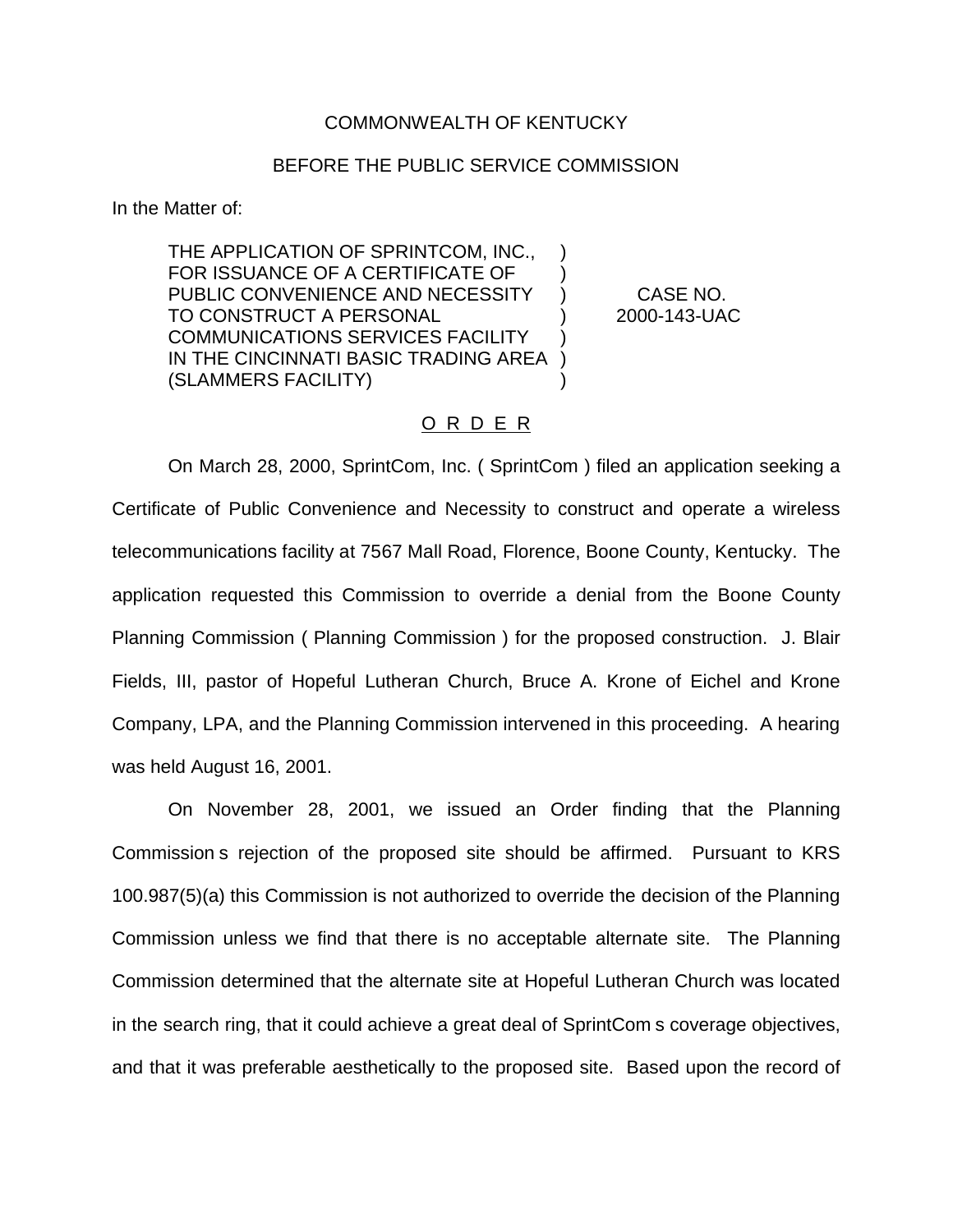COMMONWEALTH OF KENTUCKY

BEFORE THE PUBLIC SERVICE COMMISSION

In the Matter of:

| | | |
|---|---|---|
| THE APPLICATION OF SPRINTCOM, INC., FOR ISSUANCE OF A CERTIFICATE OF PUBLIC CONVENIENCE AND NECESSITY TO CONSTRUCT A PERSONAL COMMUNICATIONS SERVICES FACILITY IN THE CINCINNATI BASIC TRADING AREA (SLAMMERS FACILITY) | ) | CASE NO. 2000-143-UAC |

O R D E R

On March 28, 2000, SprintCom, Inc. ( SprintCom ) filed an application seeking a Certificate of Public Convenience and Necessity to construct and operate a wireless telecommunications facility at 7567 Mall Road, Florence, Boone County, Kentucky. The application requested this Commission to override a denial from the Boone County Planning Commission ( Planning Commission ) for the proposed construction. J. Blair Fields, III, pastor of Hopeful Lutheran Church, Bruce A. Krone of Eichel and Krone Company, LPA, and the Planning Commission intervened in this proceeding. A hearing was held August 16, 2001.

On November 28, 2001, we issued an Order finding that the Planning Commission s rejection of the proposed site should be affirmed. Pursuant to KRS 100.987(5)(a) this Commission is not authorized to override the decision of the Planning Commission unless we find that there is no acceptable alternate site. The Planning Commission determined that the alternate site at Hopeful Lutheran Church was located in the search ring, that it could achieve a great deal of SprintCom s coverage objectives, and that it was preferable aesthetically to the proposed site. Based upon the record of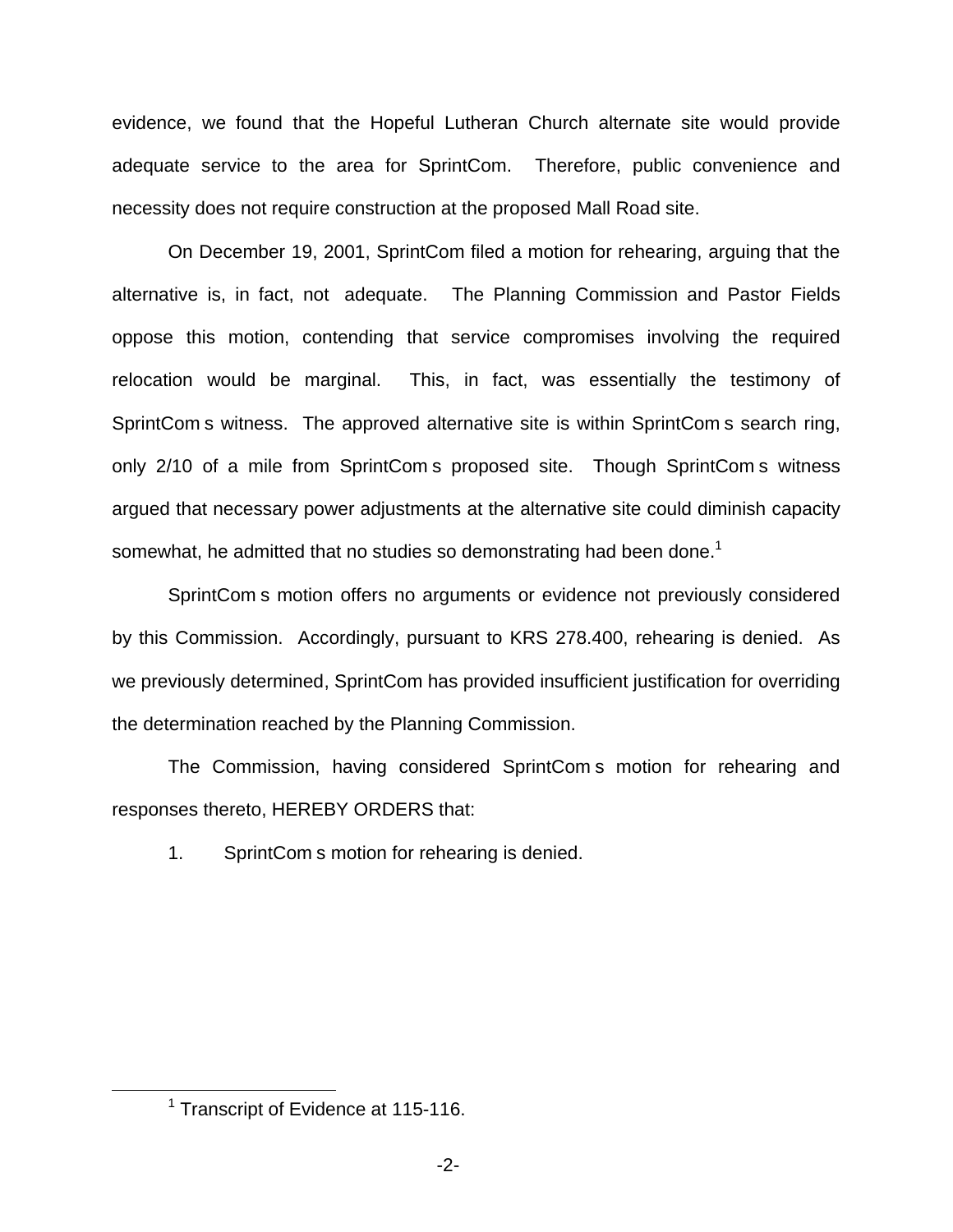evidence, we found that the Hopeful Lutheran Church alternate site would provide adequate service to the area for SprintCom. Therefore, public convenience and necessity does not require construction at the proposed Mall Road site.

On December 19, 2001, SprintCom filed a motion for rehearing, arguing that the alternative is, in fact, not adequate. The Planning Commission and Pastor Fields oppose this motion, contending that service compromises involving the required relocation would be marginal. This, in fact, was essentially the testimony of SprintCom s witness. The approved alternative site is within SprintCom s search ring, only 2/10 of a mile from SprintCom s proposed site. Though SprintCom s witness argued that necessary power adjustments at the alternative site could diminish capacity somewhat, he admitted that no studies so demonstrating had been done.[1]

SprintCom s motion offers no arguments or evidence not previously considered by this Commission. Accordingly, pursuant to KRS 278.400, rehearing is denied. As we previously determined, SprintCom has provided insufficient justification for overriding the determination reached by the Planning Commission.

The Commission, having considered SprintCom s motion for rehearing and responses thereto, HEREBY ORDERS that:

1. SprintCom s motion for rehearing is denied.

[1] Transcript of Evidence at 115-116.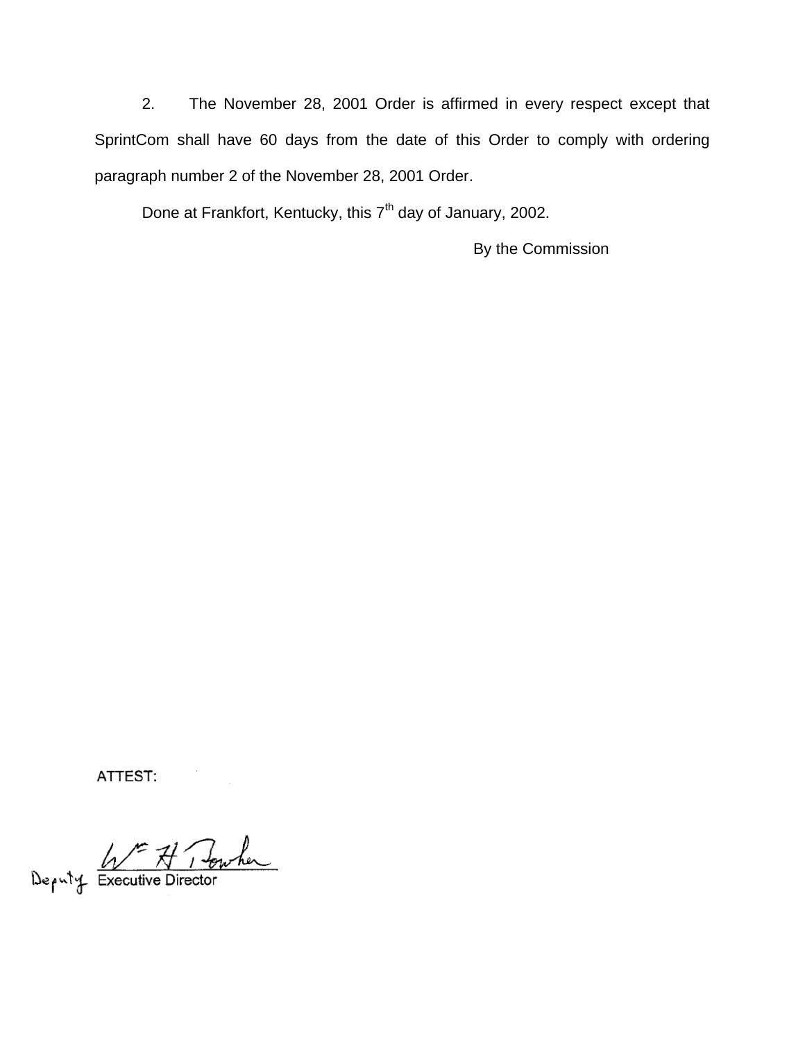2. The November 28, 2001 Order is affirmed in every respect except that SprintCom shall have 60 days from the date of this Order to comply with ordering paragraph number 2 of the November 28, 2001 Order.

Done at Frankfort, Kentucky, this 7th day of January, 2002.

By the Commission

ATTEST:

Deputy Executive Director